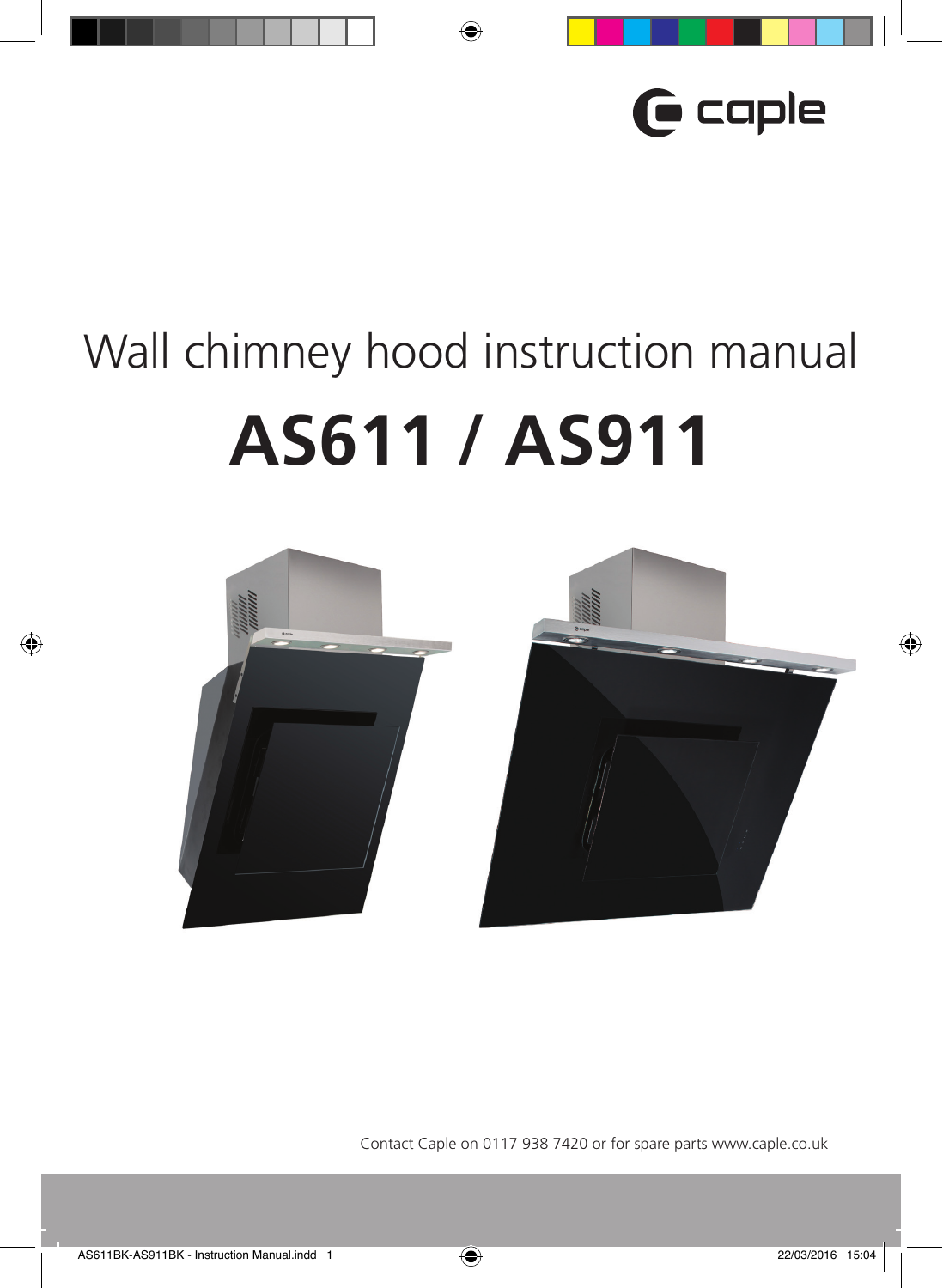caple

# Wall chimney hood instruction manual

# AS611 / AS911

Contact Caple on 0117 938 7420 or for spare parts www.caple.co.uk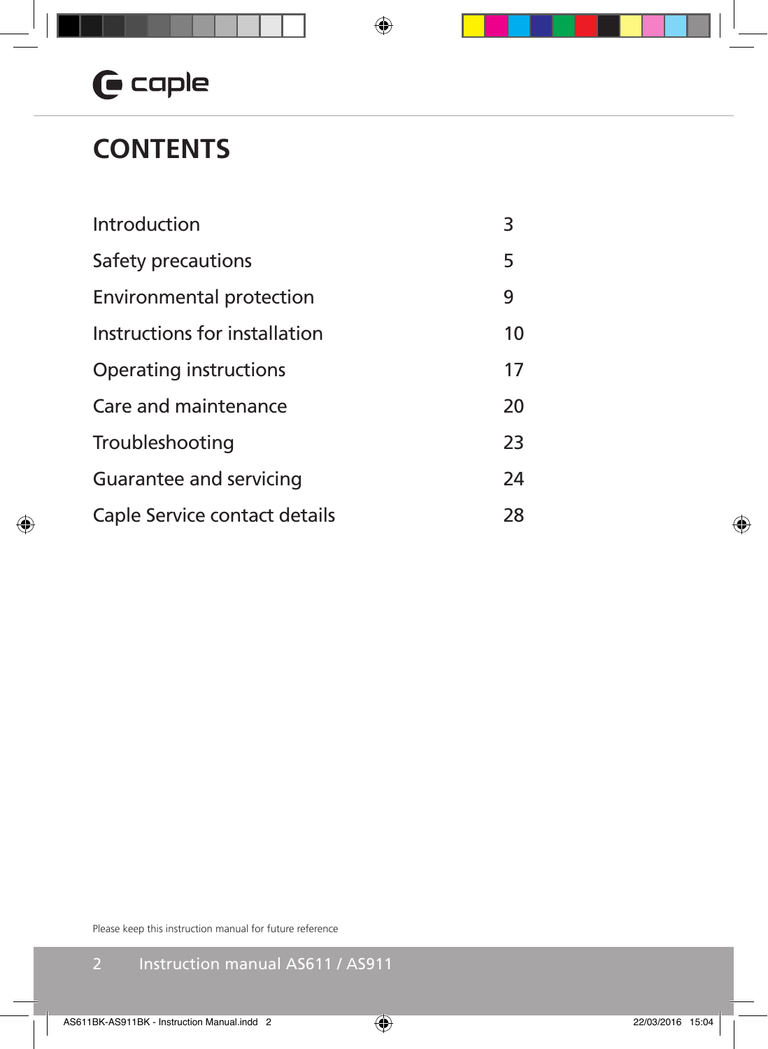# CONTENTS

| | |
|---|---|
| Introduction | 3 |
| Safety precautions | 5 |
| Environmental protection | 9 |
| Instructions for installation | 10 |
| Operating instructions | 17 |
| Care and maintenance | 20 |
| Troubleshooting | 23 |
| Guarantee and servicing | 24 |
| Caple Service contact details | 28 |

Please keep this instruction manual for future reference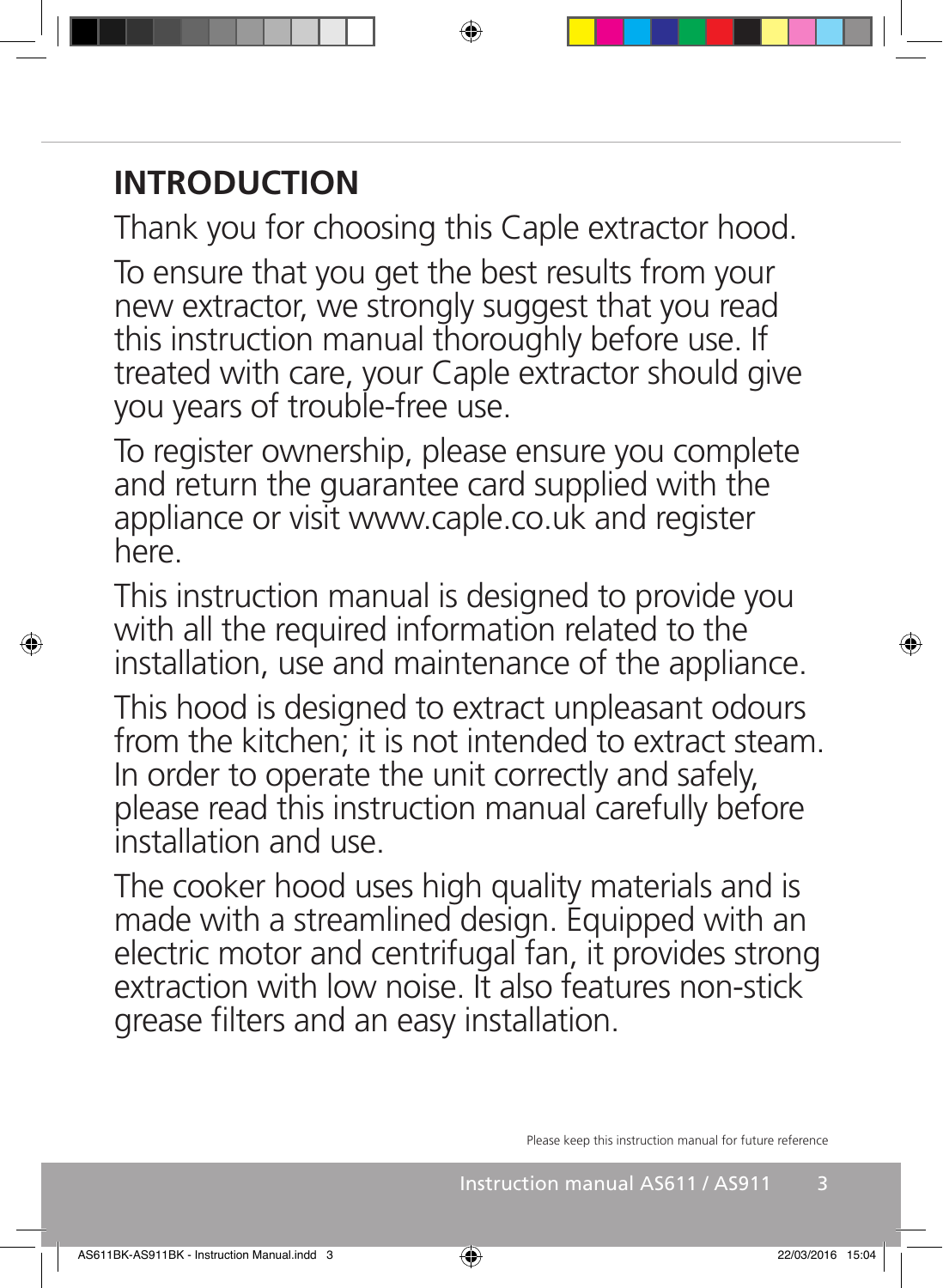# INTRODUCTION

Thank you for choosing this Caple extractor hood.

To ensure that you get the best results from your new extractor, we strongly suggest that you read this instruction manual thoroughly before use. If treated with care, your Caple extractor should give you years of trouble-free use.

To register ownership, please ensure you complete and return the guarantee card supplied with the appliance or visit www.caple.co.uk and register here.

This instruction manual is designed to provide you with all the required information related to the installation, use and maintenance of the appliance.

This hood is designed to extract unpleasant odours from the kitchen; it is not intended to extract steam. In order to operate the unit correctly and safely, please read this instruction manual carefully before installation and use.

The cooker hood uses high quality materials and is made with a streamlined design. Equipped with an electric motor and centrifugal fan, it provides strong extraction with low noise. It also features non-stick grease filters and an easy installation.

Please keep this instruction manual for future reference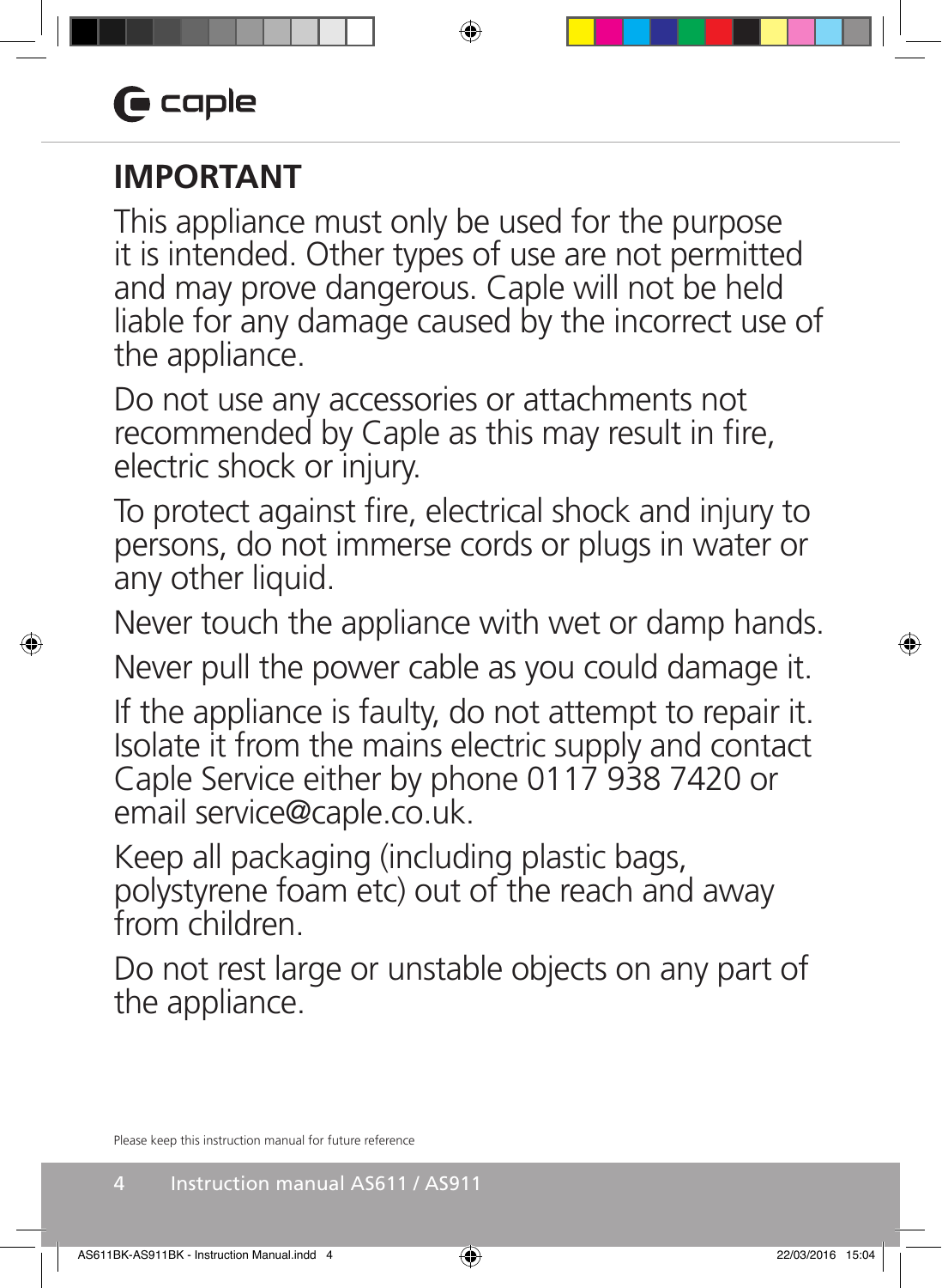## IMPORTANT

This appliance must only be used for the purpose it is intended. Other types of use are not permitted and may prove dangerous. Caple will not be held liable for any damage caused by the incorrect use of the appliance.

Do not use any accessories or attachments not recommended by Caple as this may result in fire, electric shock or injury.

To protect against fire, electrical shock and injury to persons, do not immerse cords or plugs in water or any other liquid.

Never touch the appliance with wet or damp hands.

Never pull the power cable as you could damage it.

If the appliance is faulty, do not attempt to repair it. Isolate it from the mains electric supply and contact Caple Service either by phone 0117 938 7420 or email service@caple.co.uk.

Keep all packaging (including plastic bags, polystyrene foam etc) out of the reach and away from children.

Do not rest large or unstable objects on any part of the appliance.

Please keep this instruction manual for future reference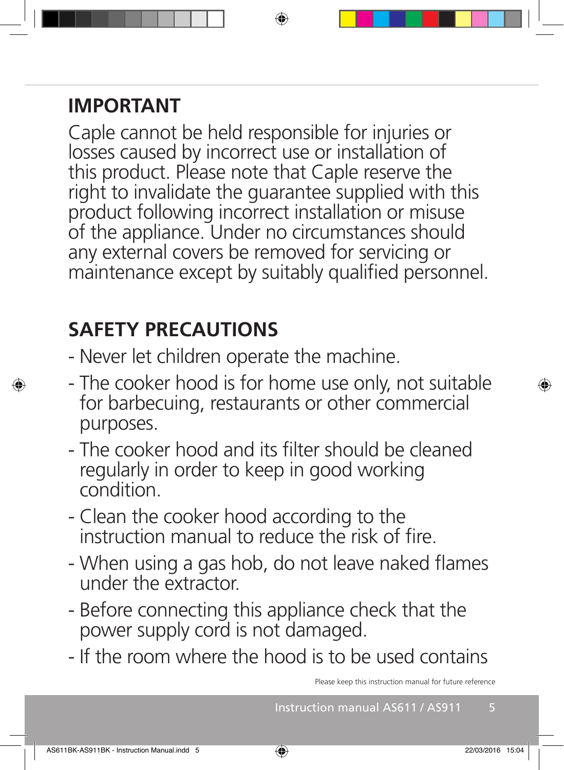## IMPORTANT

Caple cannot be held responsible for injuries or losses caused by incorrect use or installation of this product. Please note that Caple reserve the right to invalidate the guarantee supplied with this product following incorrect installation or misuse of the appliance. Under no circumstances should any external covers be removed for servicing or maintenance except by suitably qualified personnel.

## SAFETY PRECAUTIONS

- Never let children operate the machine.
- The cooker hood is for home use only, not suitable for barbecuing, restaurants or other commercial purposes.
- The cooker hood and its filter should be cleaned regularly in order to keep in good working condition.
- Clean the cooker hood according to the instruction manual to reduce the risk of fire.
- When using a gas hob, do not leave naked flames under the extractor.
- Before connecting this appliance check that the power supply cord is not damaged.
- If the room where the hood is to be used contains

Please keep this instruction manual for future reference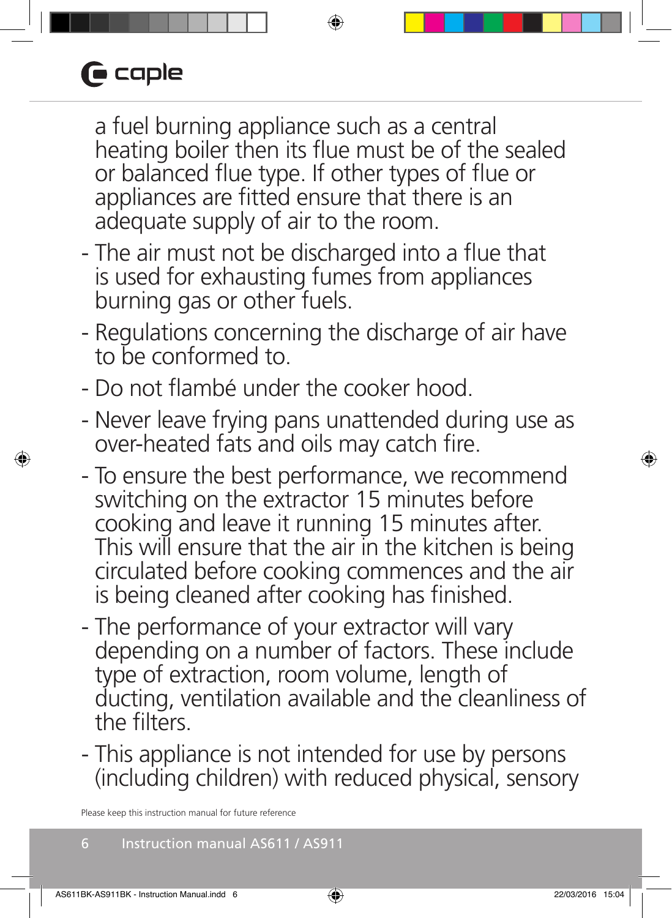a fuel burning appliance such as a central heating boiler then its flue must be of the sealed or balanced flue type. If other types of flue or appliances are fitted ensure that there is an adequate supply of air to the room.

- The air must not be discharged into a flue that is used for exhausting fumes from appliances burning gas or other fuels.
- Regulations concerning the discharge of air have to be conformed to.
- Do not flambé under the cooker hood.
- Never leave frying pans unattended during use as over-heated fats and oils may catch fire.
- To ensure the best performance, we recommend switching on the extractor 15 minutes before cooking and leave it running 15 minutes after. This will ensure that the air in the kitchen is being circulated before cooking commences and the air is being cleaned after cooking has finished.
- The performance of your extractor will vary depending on a number of factors. These include type of extraction, room volume, length of ducting, ventilation available and the cleanliness of the filters.
- This appliance is not intended for use by persons (including children) with reduced physical, sensory

Please keep this instruction manual for future reference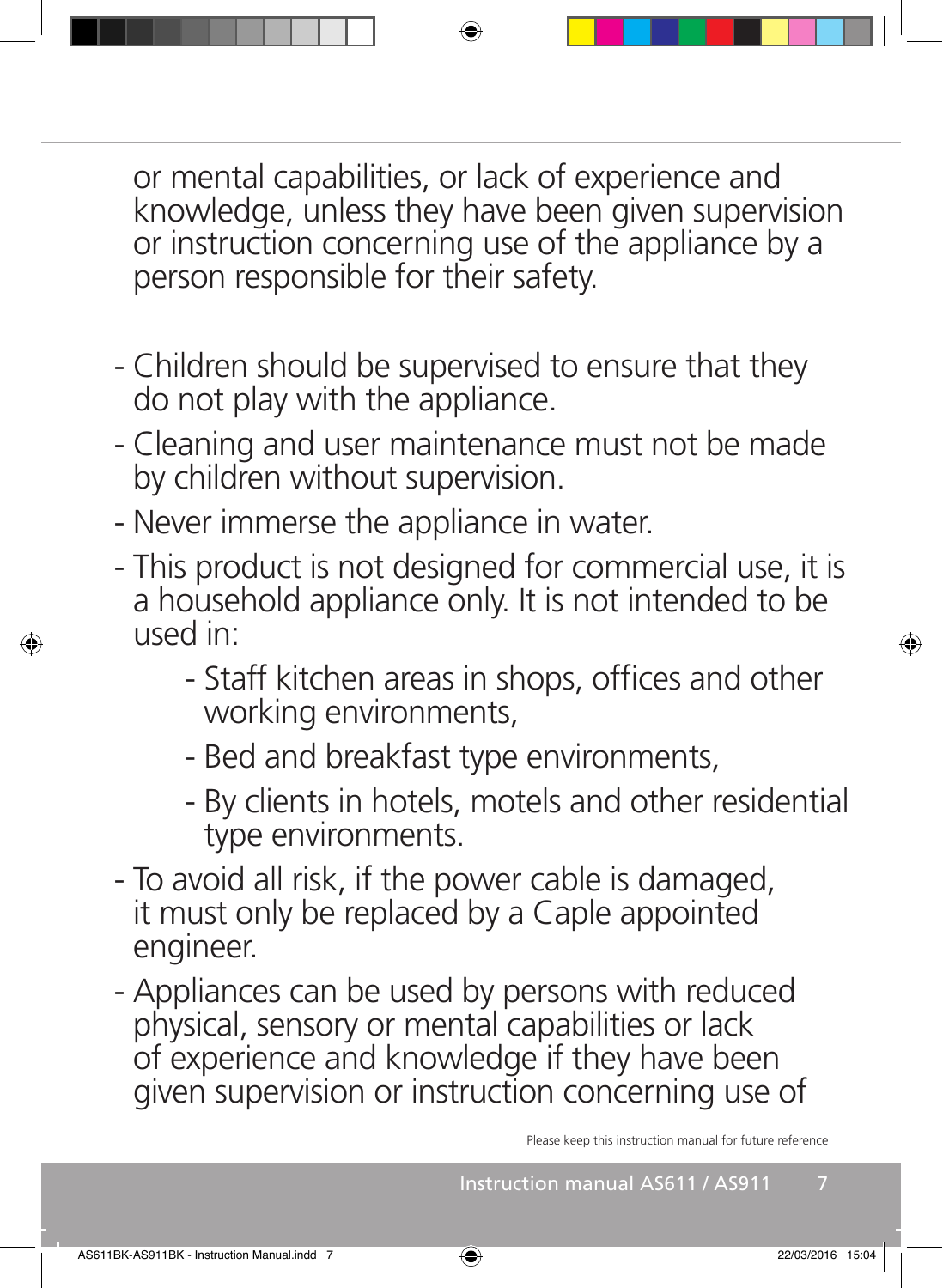or mental capabilities, or lack of experience and knowledge, unless they have been given supervision or instruction concerning use of the appliance by a person responsible for their safety.

- Children should be supervised to ensure that they do not play with the appliance.
- Cleaning and user maintenance must not be made by children without supervision.
- Never immerse the appliance in water.
- This product is not designed for commercial use, it is a household appliance only. It is not intended to be used in:
    - Staff kitchen areas in shops, offices and other working environments,
    - Bed and breakfast type environments,
    - By clients in hotels, motels and other residential type environments.
- To avoid all risk, if the power cable is damaged, it must only be replaced by a Caple appointed engineer.
- Appliances can be used by persons with reduced physical, sensory or mental capabilities or lack of experience and knowledge if they have been given supervision or instruction concerning use of

Please keep this instruction manual for future reference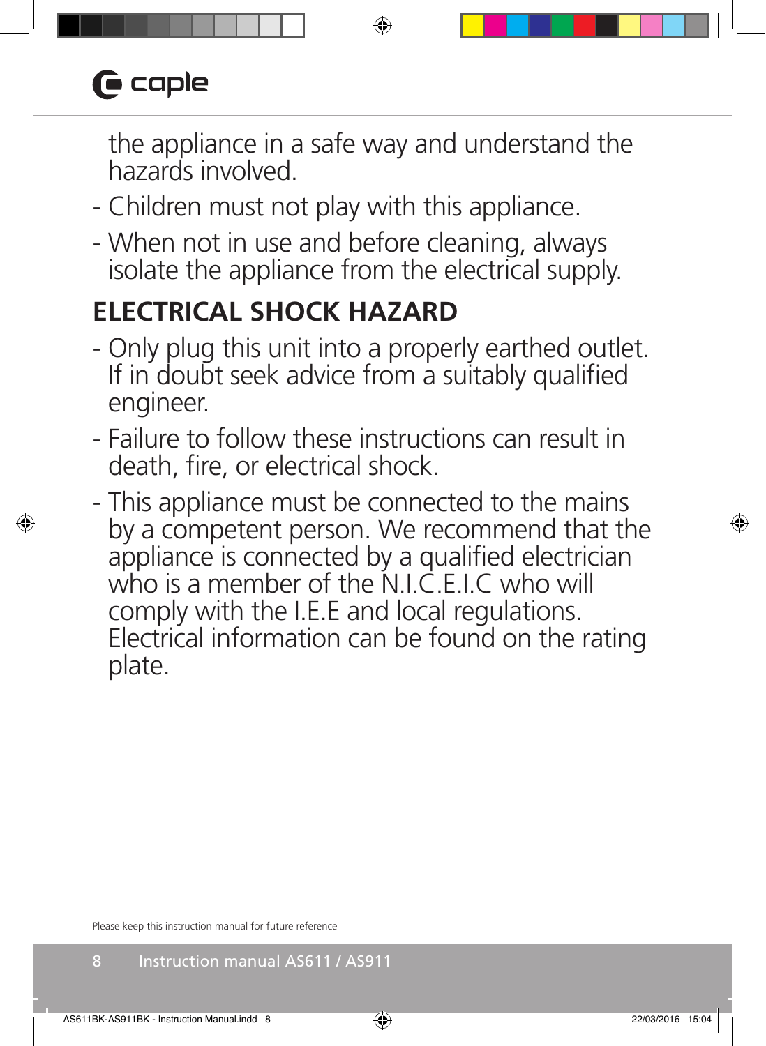the appliance in a safe way and understand the hazards involved.

- Children must not play with this appliance.
- When not in use and before cleaning, always isolate the appliance from the electrical supply.

## ELECTRICAL SHOCK HAZARD

- Only plug this unit into a properly earthed outlet. If in doubt seek advice from a suitably qualified engineer.
- Failure to follow these instructions can result in death, fire, or electrical shock.
- This appliance must be connected to the mains by a competent person. We recommend that the appliance is connected by a qualified electrician who is a member of the N.I.C.E.I.C who will comply with the I.E.E and local regulations. Electrical information can be found on the rating plate.

Please keep this instruction manual for future reference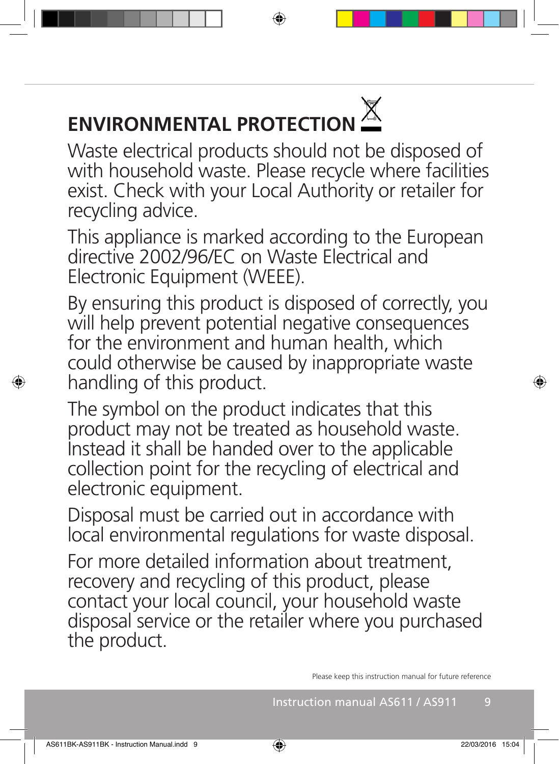# ENVIRONMENTAL PROTECTION

Waste electrical products should not be disposed of with household waste. Please recycle where facilities exist. Check with your Local Authority or retailer for recycling advice.

This appliance is marked according to the European directive 2002/96/EC on Waste Electrical and Electronic Equipment (WEEE).

By ensuring this product is disposed of correctly, you will help prevent potential negative consequences for the environment and human health, which could otherwise be caused by inappropriate waste handling of this product.

The symbol on the product indicates that this product may not be treated as household waste. Instead it shall be handed over to the applicable collection point for the recycling of electrical and electronic equipment.

Disposal must be carried out in accordance with local environmental regulations for waste disposal.

For more detailed information about treatment, recovery and recycling of this product, please contact your local council, your household waste disposal service or the retailer where you purchased the product.

Please keep this instruction manual for future reference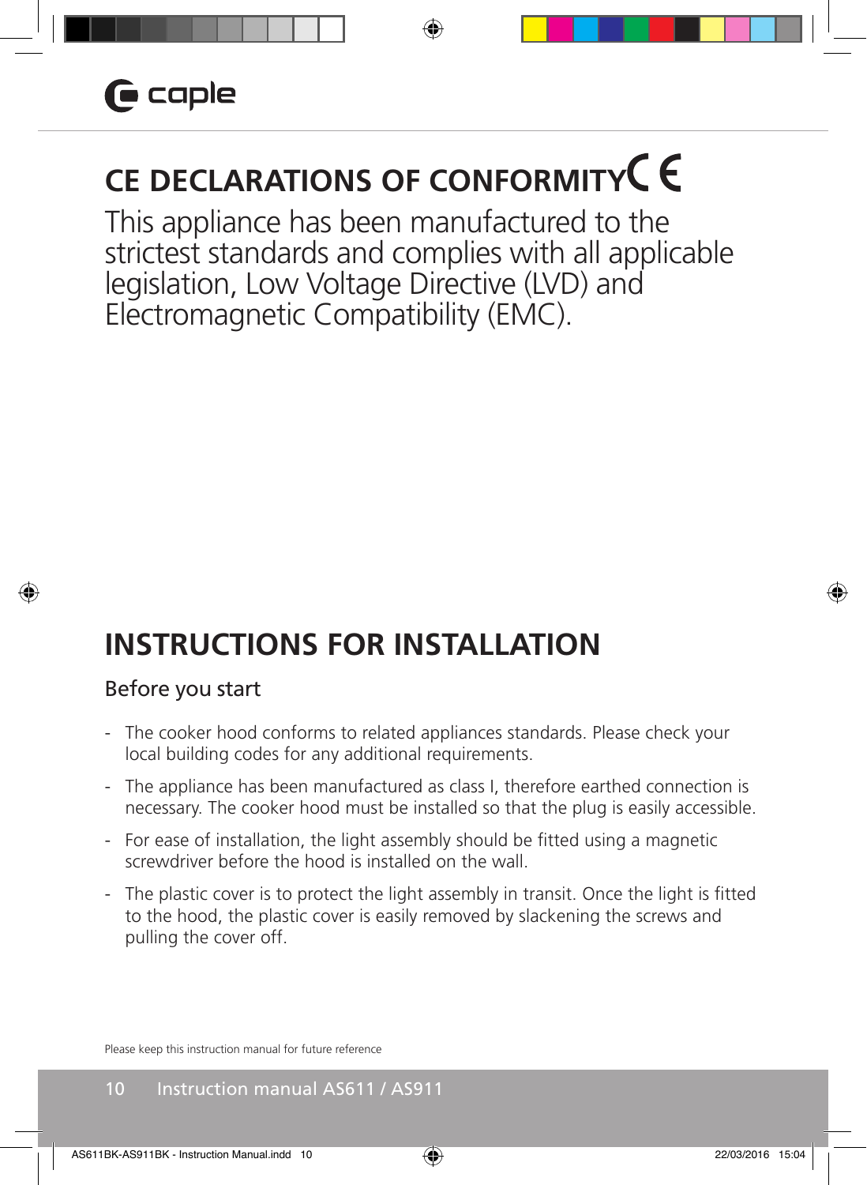# CE DECLARATIONS OF CONFORMITY CE

This appliance has been manufactured to the strictest standards and complies with all applicable legislation, Low Voltage Directive (LVD) and Electromagnetic Compatibility (EMC).

# INSTRUCTIONS FOR INSTALLATION

## Before you start

- The cooker hood conforms to related appliances standards. Please check your local building codes for any additional requirements.
- The appliance has been manufactured as class I, therefore earthed connection is necessary. The cooker hood must be installed so that the plug is easily accessible.
- For ease of installation, the light assembly should be fitted using a magnetic screwdriver before the hood is installed on the wall.
- The plastic cover is to protect the light assembly in transit. Once the light is fitted to the hood, the plastic cover is easily removed by slackening the screws and pulling the cover off.

Please keep this instruction manual for future reference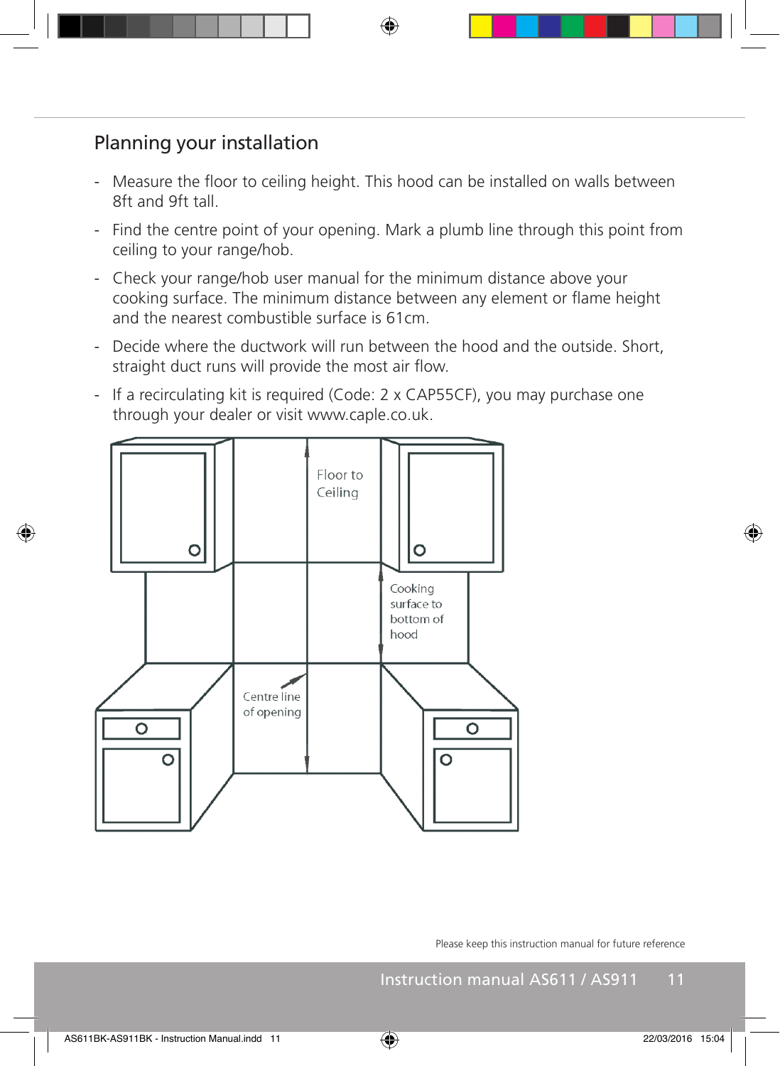## Planning your installation

- Measure the floor to ceiling height. This hood can be installed on walls between 8ft and 9ft tall.
- Find the centre point of your opening. Mark a plumb line through this point from ceiling to your range/hob.
- Check your range/hob user manual for the minimum distance above your cooking surface. The minimum distance between any element or flame height and the nearest combustible surface is 61cm.
- Decide where the ductwork will run between the hood and the outside. Short, straight duct runs will provide the most air flow.
- If a recirculating kit is required (Code: 2 x CAP55CF), you may purchase one through your dealer or visit www.caple.co.uk.

Floor to Ceiling

Cooking surface to bottom of hood

Centre line of opening

Please keep this instruction manual for future reference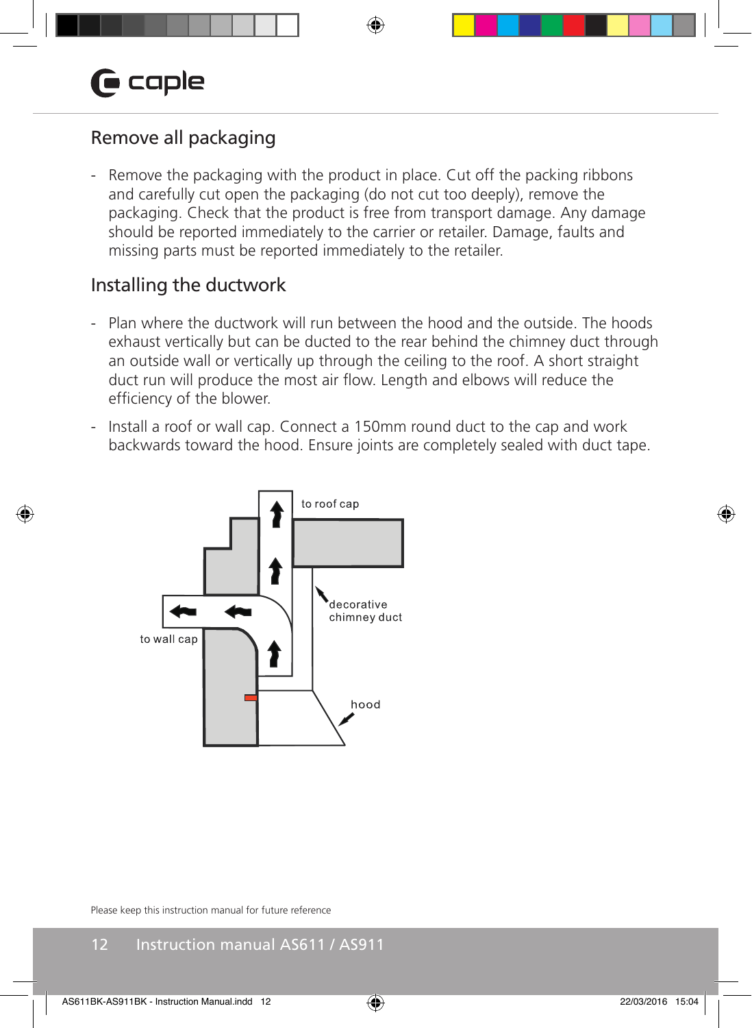## Remove all packaging

- Remove the packaging with the product in place. Cut off the packing ribbons and carefully cut open the packaging (do not cut too deeply), remove the packaging. Check that the product is free from transport damage. Any damage should be reported immediately to the carrier or retailer. Damage, faults and missing parts must be reported immediately to the retailer.

## Installing the ductwork

- Plan where the ductwork will run between the hood and the outside. The hoods exhaust vertically but can be ducted to the rear behind the chimney duct through an outside wall or vertically up through the ceiling to the roof. A short straight duct run will produce the most air flow. Length and elbows will reduce the efficiency of the blower.
- Install a roof or wall cap. Connect a 150mm round duct to the cap and work backwards toward the hood. Ensure joints are completely sealed with duct tape.

to roof cap

decorative chimney duct

to wall cap

hood

Please keep this instruction manual for future reference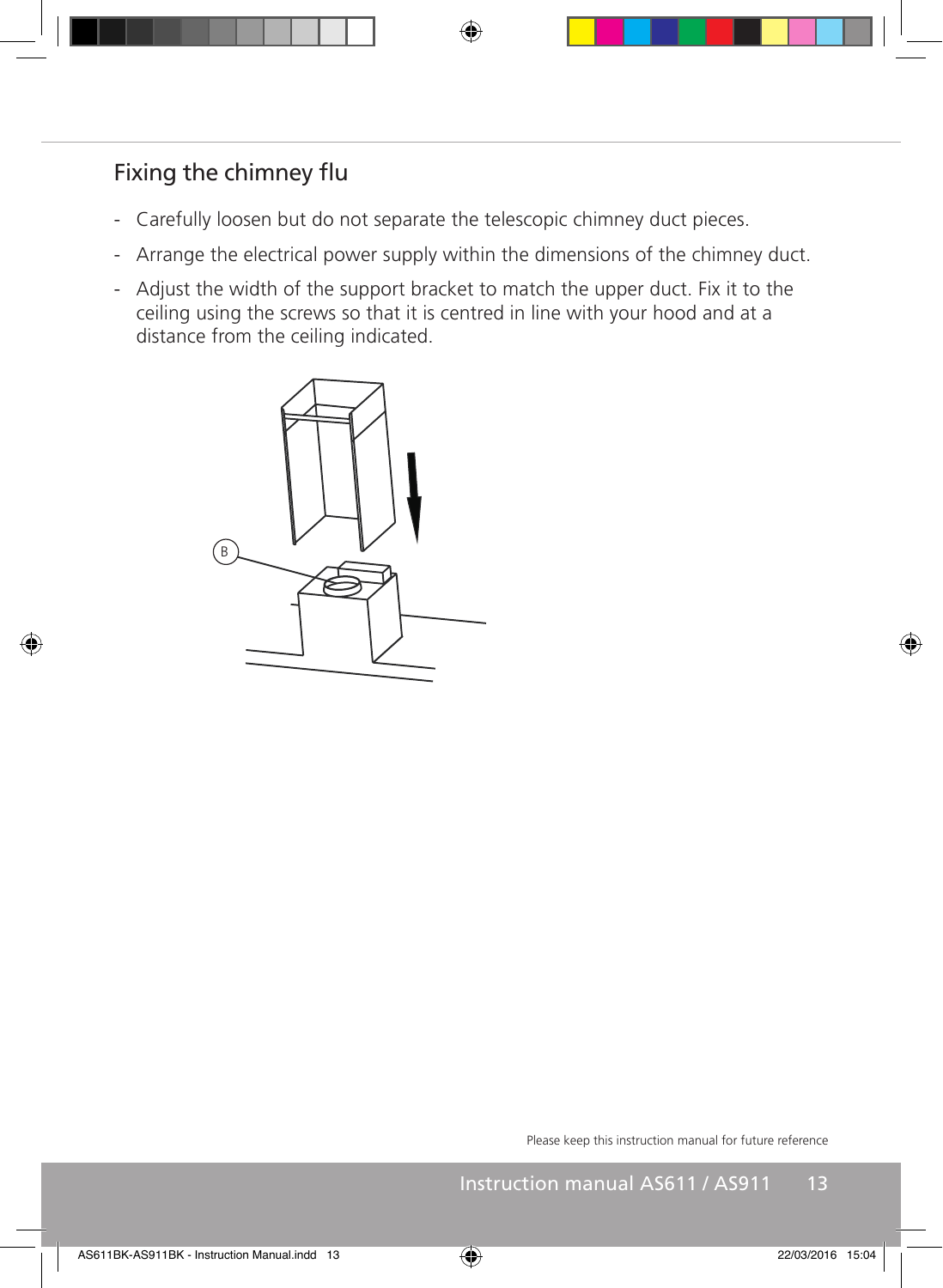## Fixing the chimney flu

- Carefully loosen but do not separate the telescopic chimney duct pieces.
- Arrange the electrical power supply within the dimensions of the chimney duct.
- Adjust the width of the support bracket to match the upper duct. Fix it to the ceiling using the screws so that it is centred in line with your hood and at a distance from the ceiling indicated.

Please keep this instruction manual for future reference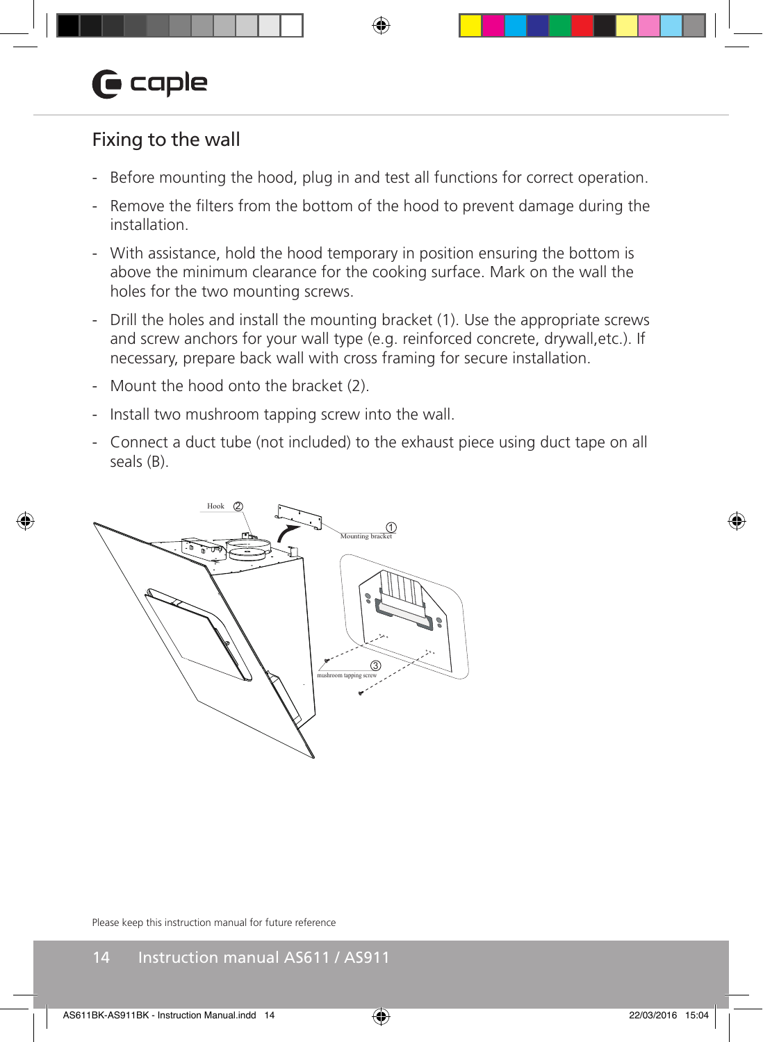## Fixing to the wall

- Before mounting the hood, plug in and test all functions for correct operation.
- Remove the filters from the bottom of the hood to prevent damage during the installation.
- With assistance, hold the hood temporary in position ensuring the bottom is above the minimum clearance for the cooking surface. Mark on the wall the holes for the two mounting screws.
- Drill the holes and install the mounting bracket (1). Use the appropriate screws and screw anchors for your wall type (e.g. reinforced concrete, drywall,etc.). If necessary, prepare back wall with cross framing for secure installation.
- Mount the hood onto the bracket (2).
- Install two mushroom tapping screw into the wall.
- Connect a duct tube (not included) to the exhaust piece using duct tape on all seals (B).

Hook ②

Mounting bracket ①

mushroom tapping screw ③

Please keep this instruction manual for future reference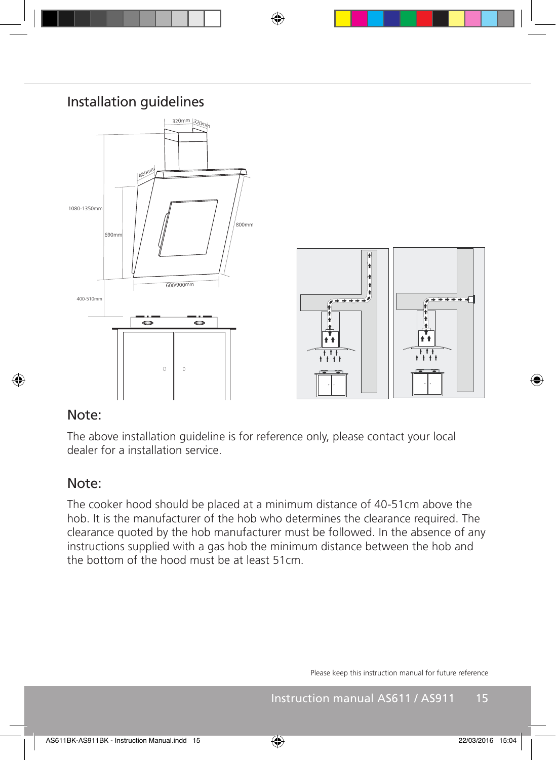## Installation guidelines

320mm 320mm

460mm

1080-1350mm

690mm

800mm

600/900mm

400-510mm

### Note:

The above installation guideline is for reference only, please contact your local dealer for a installation service.

### Note:

The cooker hood should be placed at a minimum distance of 40-51cm above the hob. It is the manufacturer of the hob who determines the clearance required. The clearance quoted by the hob manufacturer must be followed. In the absence of any instructions supplied with a gas hob the minimum distance between the hob and the bottom of the hood must be at least 51cm.

Please keep this instruction manual for future reference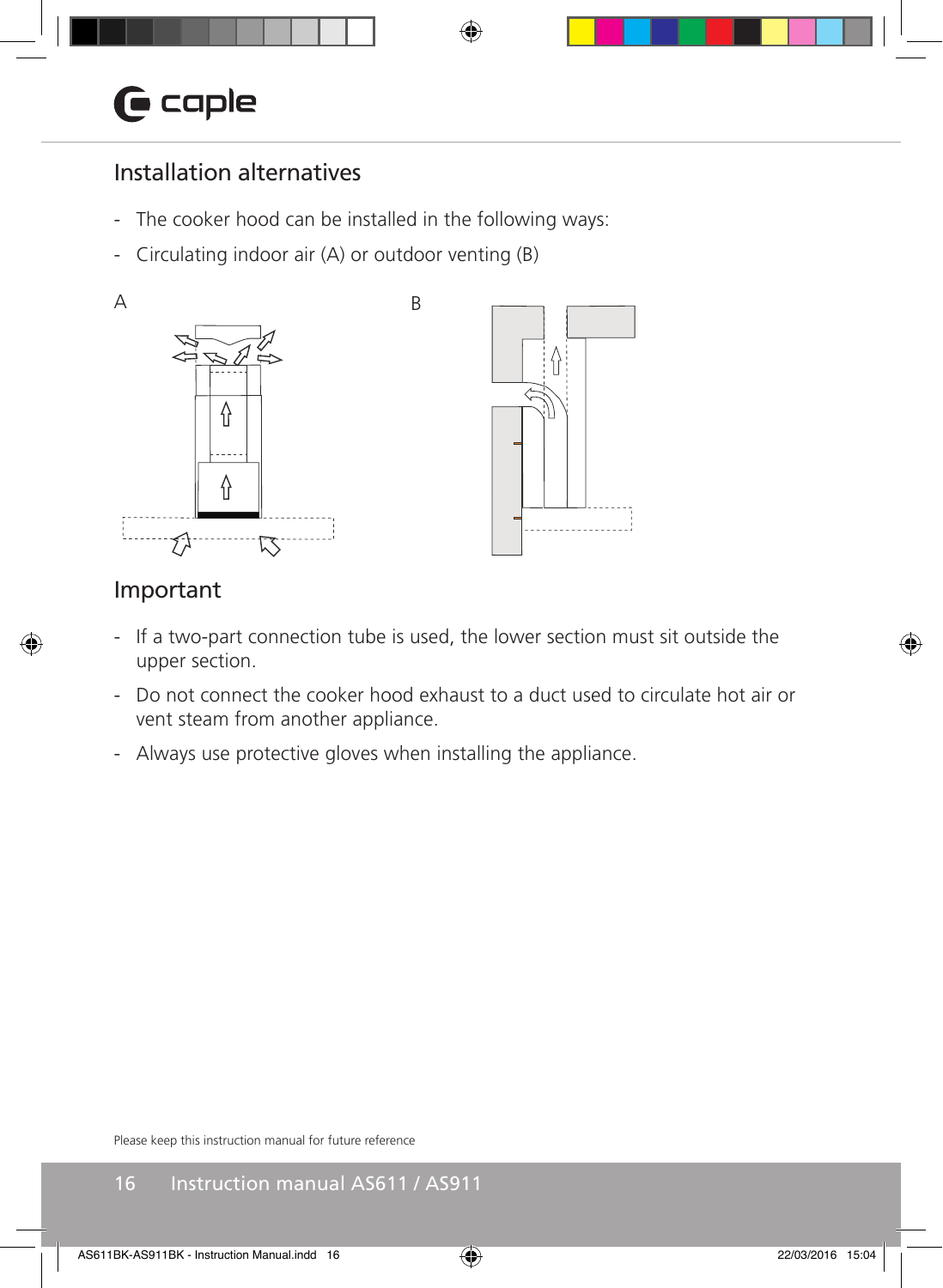## Installation alternatives

- The cooker hood can be installed in the following ways:
- Circulating indoor air (A) or outdoor venting (B)

A

B

## Important

- If a two-part connection tube is used, the lower section must sit outside the upper section.
- Do not connect the cooker hood exhaust to a duct used to circulate hot air or vent steam from another appliance.
- Always use protective gloves when installing the appliance.

Please keep this instruction manual for future reference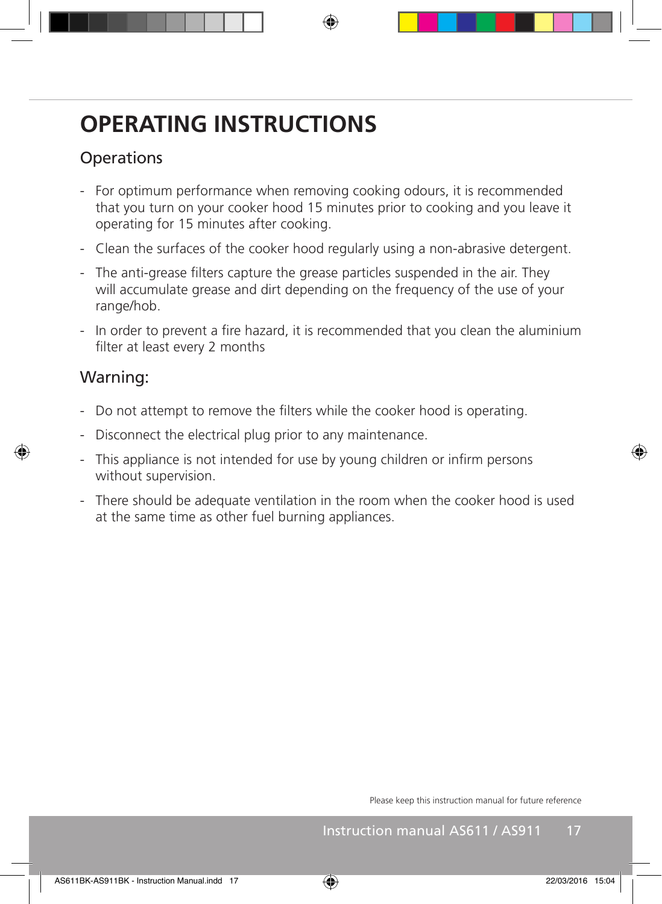# OPERATING INSTRUCTIONS

## Operations

- For optimum performance when removing cooking odours, it is recommended that you turn on your cooker hood 15 minutes prior to cooking and you leave it operating for 15 minutes after cooking.
- Clean the surfaces of the cooker hood regularly using a non-abrasive detergent.
- The anti-grease filters capture the grease particles suspended in the air. They will accumulate grease and dirt depending on the frequency of the use of your range/hob.
- In order to prevent a fire hazard, it is recommended that you clean the aluminium filter at least every 2 months

## Warning:

- Do not attempt to remove the filters while the cooker hood is operating.
- Disconnect the electrical plug prior to any maintenance.
- This appliance is not intended for use by young children or infirm persons without supervision.
- There should be adequate ventilation in the room when the cooker hood is used at the same time as other fuel burning appliances.

Please keep this instruction manual for future reference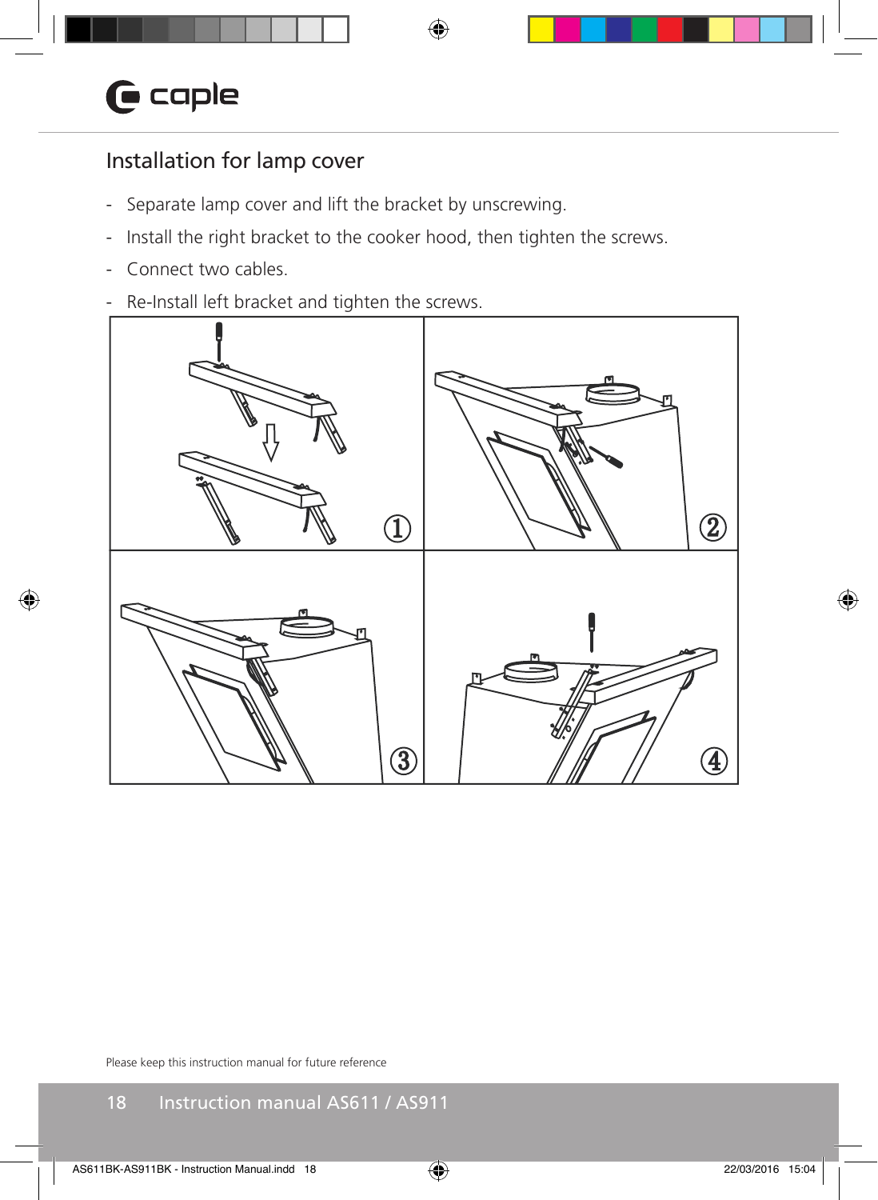## Installation for lamp cover

- Separate lamp cover and lift the bracket by unscrewing.
- Install the right bracket to the cooker hood, then tighten the screws.
- Connect two cables.
- Re-Install left bracket and tighten the screws.

Please keep this instruction manual for future reference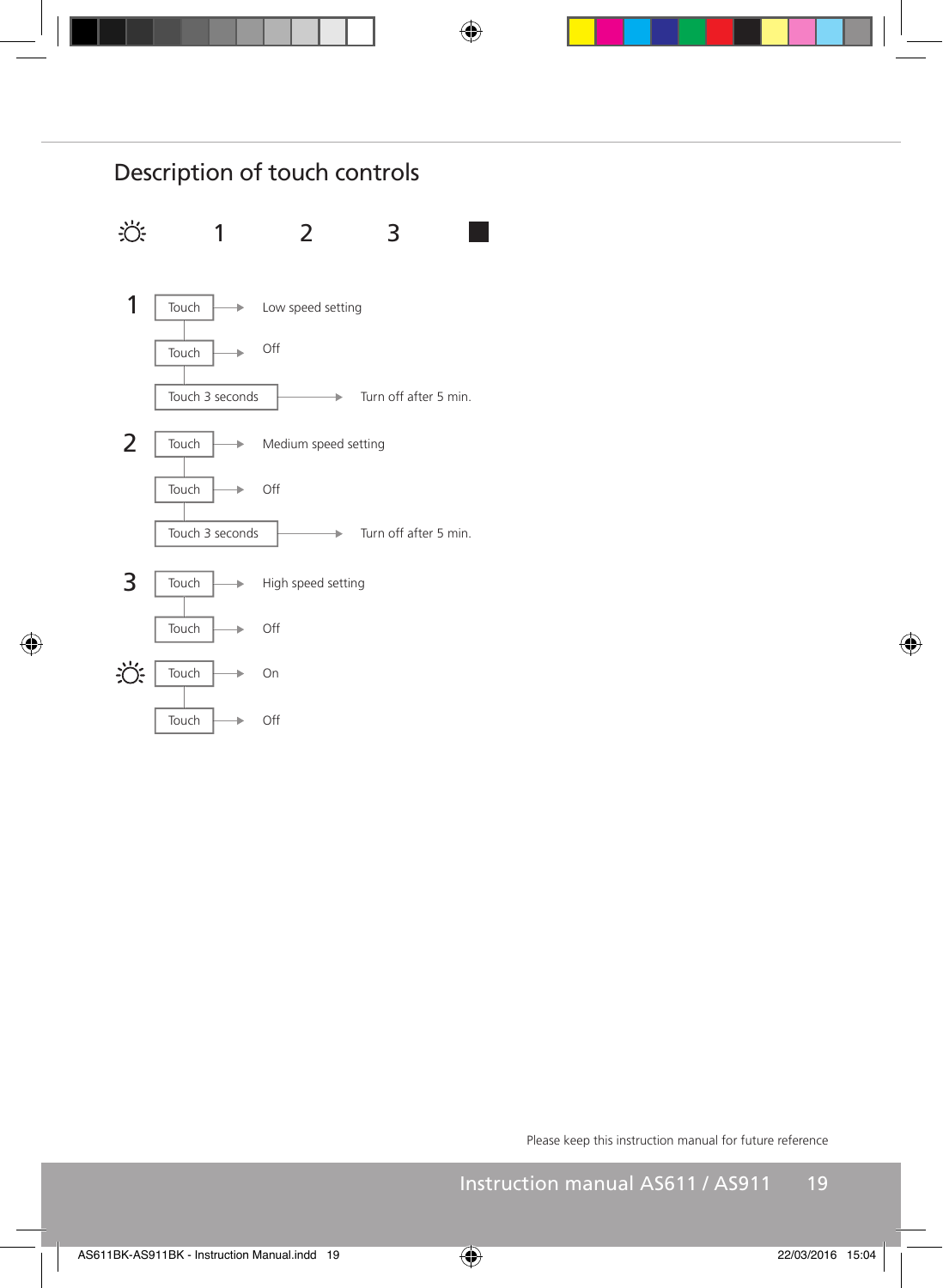## Description of touch controls

☼ 1 2 3 ■

**1**

- Touch → Low speed setting
- Touch → Off
- Touch 3 seconds → Turn off after 5 min.

**2**

- Touch → Medium speed setting
- Touch → Off
- Touch 3 seconds → Turn off after 5 min.

**3**

- Touch → High speed setting
- Touch → Off

**☼**

- Touch → On
- Touch → Off

Please keep this instruction manual for future reference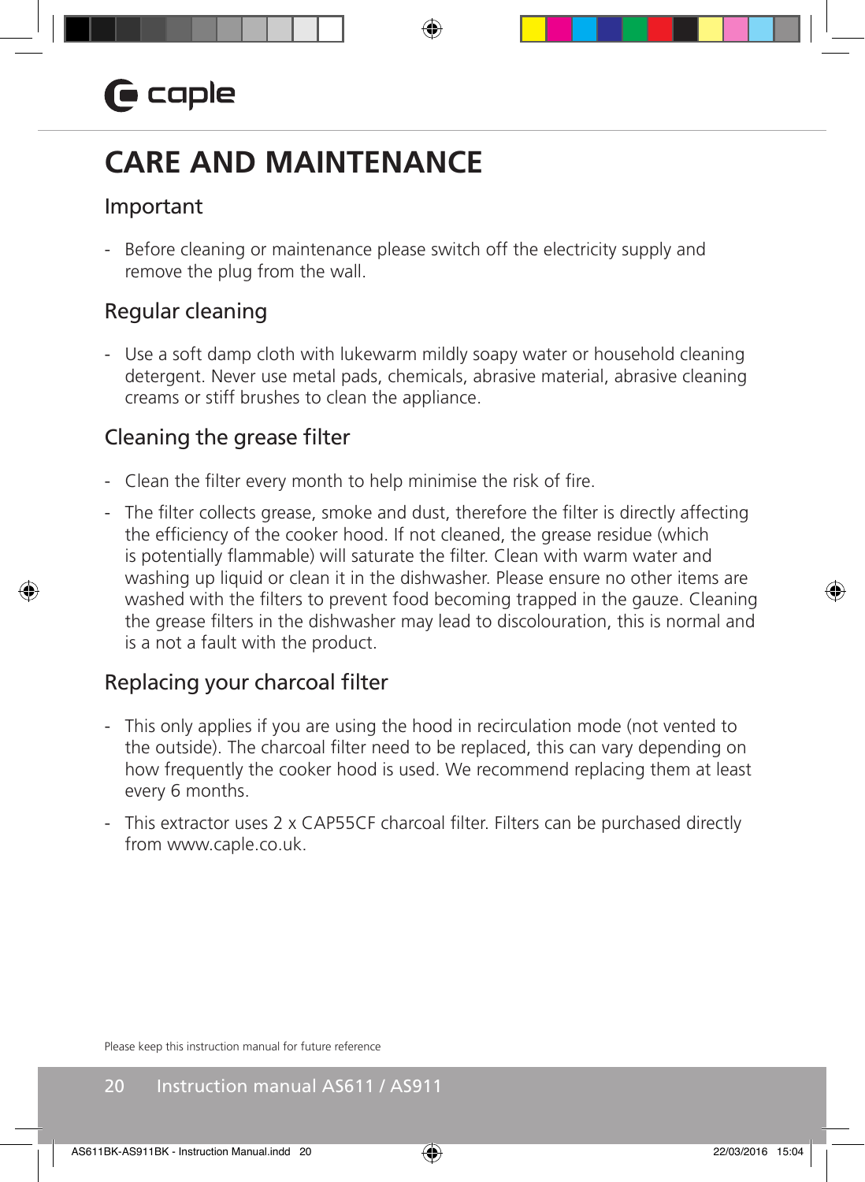# CARE AND MAINTENANCE

## Important

- Before cleaning or maintenance please switch off the electricity supply and remove the plug from the wall.

## Regular cleaning

- Use a soft damp cloth with lukewarm mildly soapy water or household cleaning detergent. Never use metal pads, chemicals, abrasive material, abrasive cleaning creams or stiff brushes to clean the appliance.

## Cleaning the grease filter

- Clean the filter every month to help minimise the risk of fire.
- The filter collects grease, smoke and dust, therefore the filter is directly affecting the efficiency of the cooker hood. If not cleaned, the grease residue (which is potentially flammable) will saturate the filter. Clean with warm water and washing up liquid or clean it in the dishwasher. Please ensure no other items are washed with the filters to prevent food becoming trapped in the gauze. Cleaning the grease filters in the dishwasher may lead to discolouration, this is normal and is a not a fault with the product.

## Replacing your charcoal filter

- This only applies if you are using the hood in recirculation mode (not vented to the outside). The charcoal filter need to be replaced, this can vary depending on how frequently the cooker hood is used. We recommend replacing them at least every 6 months.
- This extractor uses 2 x CAP55CF charcoal filter. Filters can be purchased directly from www.caple.co.uk.

Please keep this instruction manual for future reference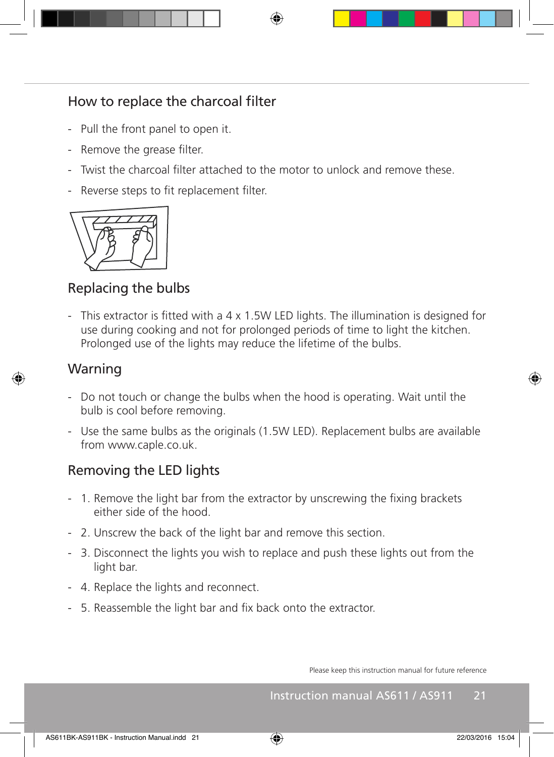## How to replace the charcoal filter

- Pull the front panel to open it.
- Remove the grease filter.
- Twist the charcoal filter attached to the motor to unlock and remove these.
- Reverse steps to fit replacement filter.

## Replacing the bulbs

- This extractor is fitted with a 4 x 1.5W LED lights. The illumination is designed for use during cooking and not for prolonged periods of time to light the kitchen. Prolonged use of the lights may reduce the lifetime of the bulbs.

## Warning

- Do not touch or change the bulbs when the hood is operating. Wait until the bulb is cool before removing.
- Use the same bulbs as the originals (1.5W LED). Replacement bulbs are available from www.caple.co.uk.

## Removing the LED lights

- 1. Remove the light bar from the extractor by unscrewing the fixing brackets either side of the hood.
- 2. Unscrew the back of the light bar and remove this section.
- 3. Disconnect the lights you wish to replace and push these lights out from the light bar.
- 4. Replace the lights and reconnect.
- 5. Reassemble the light bar and fix back onto the extractor.

Please keep this instruction manual for future reference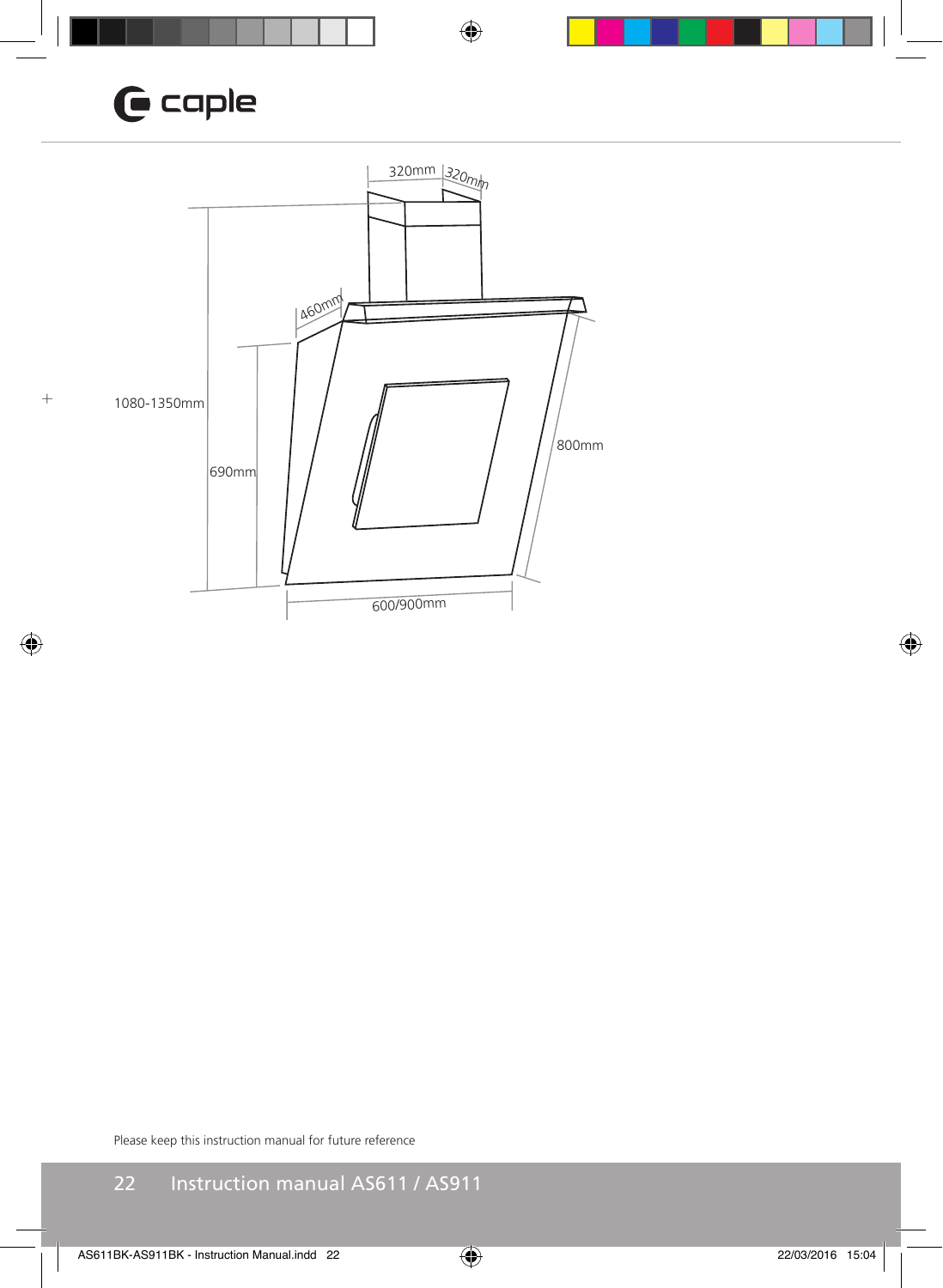320mm 320mm

460mm

1080-1350mm

690mm

800mm

600/900mm

Please keep this instruction manual for future reference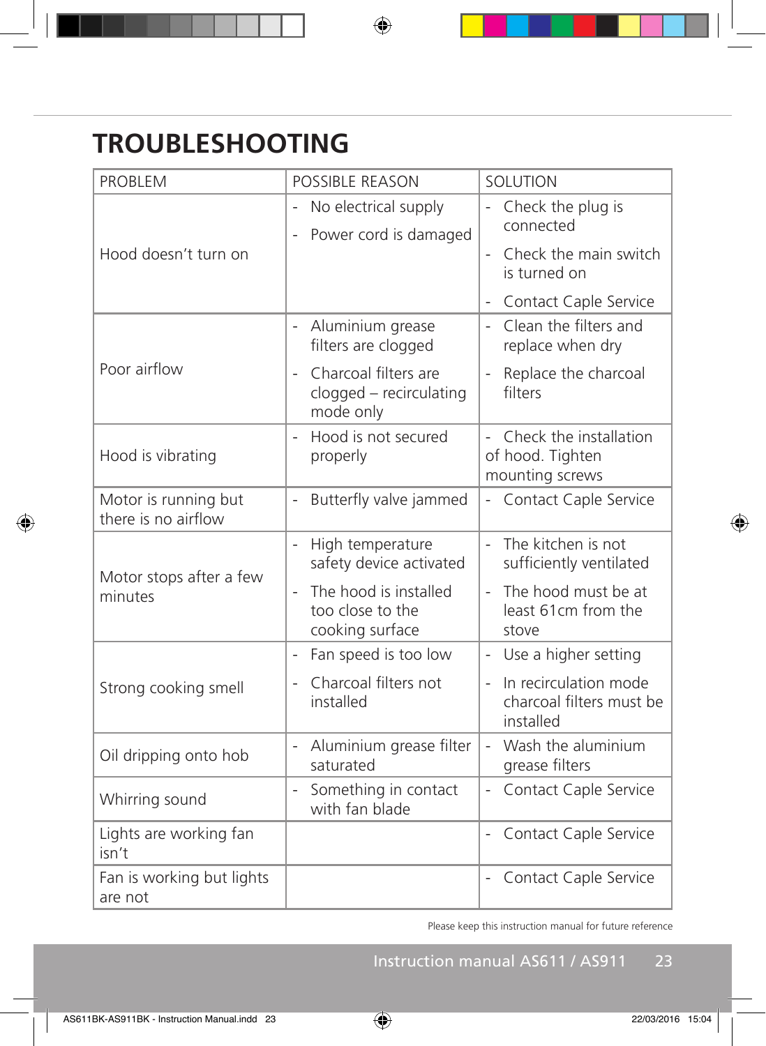# TROUBLESHOOTING

| PROBLEM | POSSIBLE REASON | SOLUTION |
| --- | --- | --- |
| Hood doesn't turn on | - No electrical supply<br>- Power cord is damaged | - Check the plug is connected<br>- Check the main switch is turned on<br>- Contact Caple Service |
| Poor airflow | - Aluminium grease filters are clogged<br>- Charcoal filters are clogged – recirculating mode only | - Clean the filters and replace when dry<br>- Replace the charcoal filters |
| Hood is vibrating | - Hood is not secured properly | - Check the installation of hood. Tighten mounting screws |
| Motor is running but there is no airflow | - Butterfly valve jammed | - Contact Caple Service |
| Motor stops after a few minutes | - High temperature safety device activated<br>- The hood is installed too close to the cooking surface | - The kitchen is not sufficiently ventilated<br>- The hood must be at least 61cm from the stove |
| Strong cooking smell | - Fan speed is too low<br>- Charcoal filters not installed | - Use a higher setting<br>- In recirculation mode charcoal filters must be installed |
| Oil dripping onto hob | - Aluminium grease filter saturated | - Wash the aluminium grease filters |
| Whirring sound | - Something in contact with fan blade | - Contact Caple Service |
| Lights are working fan isn't | | - Contact Caple Service |
| Fan is working but lights are not | | - Contact Caple Service |

Please keep this instruction manual for future reference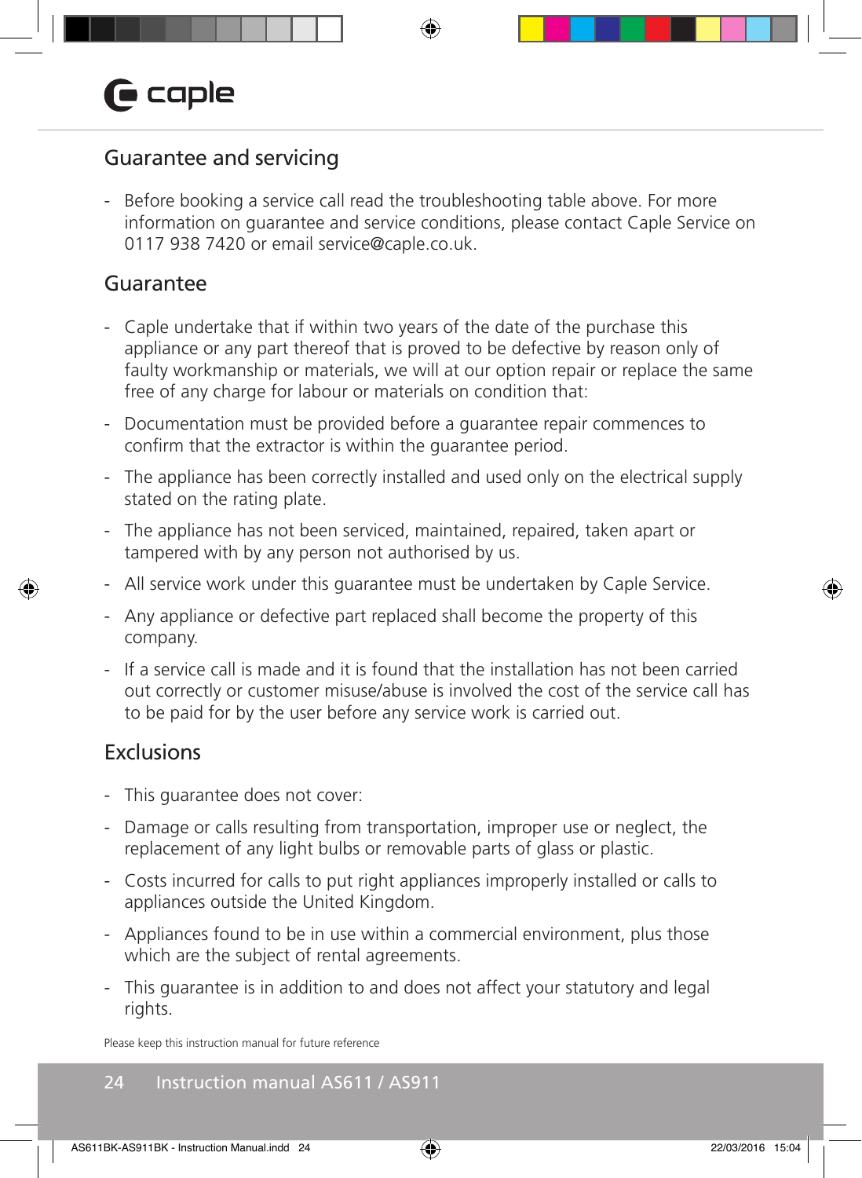## Guarantee and servicing

- Before booking a service call read the troubleshooting table above. For more information on guarantee and service conditions, please contact Caple Service on 0117 938 7420 or email service@caple.co.uk.

## Guarantee

- Caple undertake that if within two years of the date of the purchase this appliance or any part thereof that is proved to be defective by reason only of faulty workmanship or materials, we will at our option repair or replace the same free of any charge for labour or materials on condition that:
- Documentation must be provided before a guarantee repair commences to confirm that the extractor is within the guarantee period.
- The appliance has been correctly installed and used only on the electrical supply stated on the rating plate.
- The appliance has not been serviced, maintained, repaired, taken apart or tampered with by any person not authorised by us.
- All service work under this guarantee must be undertaken by Caple Service.
- Any appliance or defective part replaced shall become the property of this company.
- If a service call is made and it is found that the installation has not been carried out correctly or customer misuse/abuse is involved the cost of the service call has to be paid for by the user before any service work is carried out.

## Exclusions

- This guarantee does not cover:
- Damage or calls resulting from transportation, improper use or neglect, the replacement of any light bulbs or removable parts of glass or plastic.
- Costs incurred for calls to put right appliances improperly installed or calls to appliances outside the United Kingdom.
- Appliances found to be in use within a commercial environment, plus those which are the subject of rental agreements.
- This guarantee is in addition to and does not affect your statutory and legal rights.

Please keep this instruction manual for future reference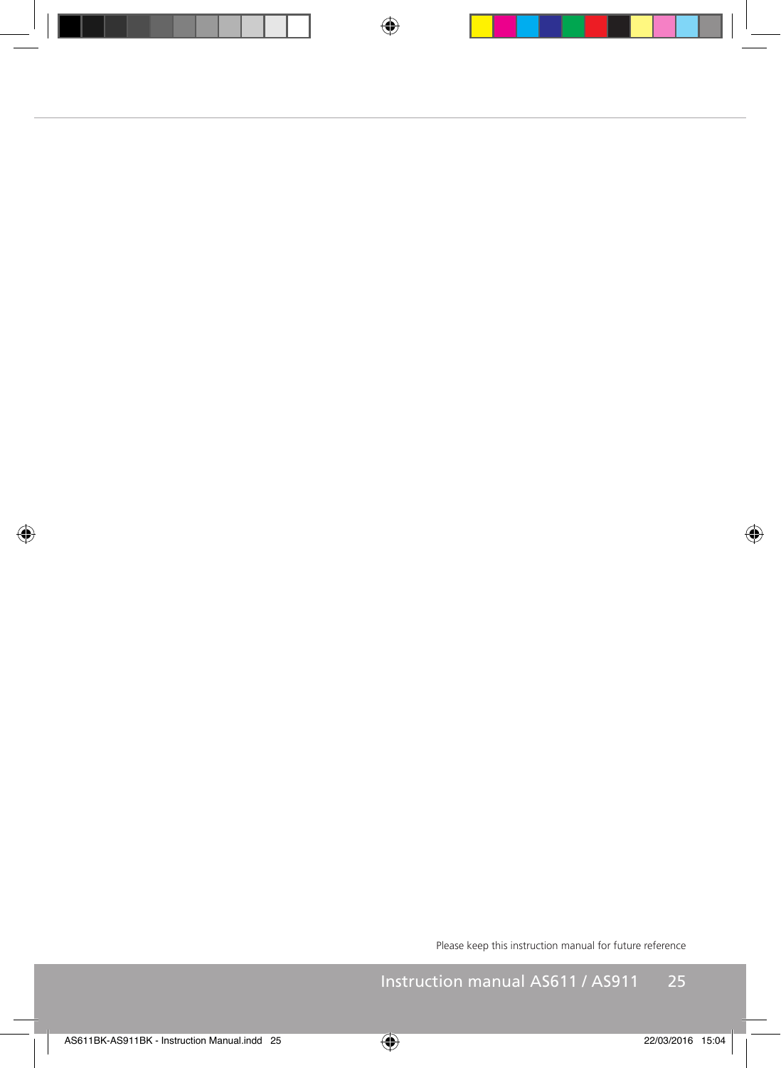Please keep this instruction manual for future reference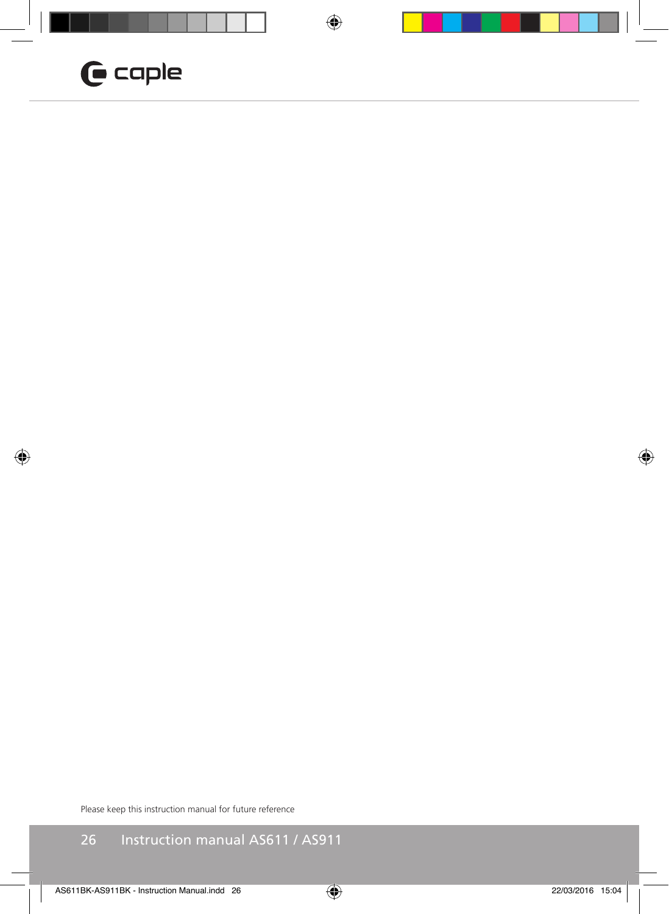Please keep this instruction manual for future reference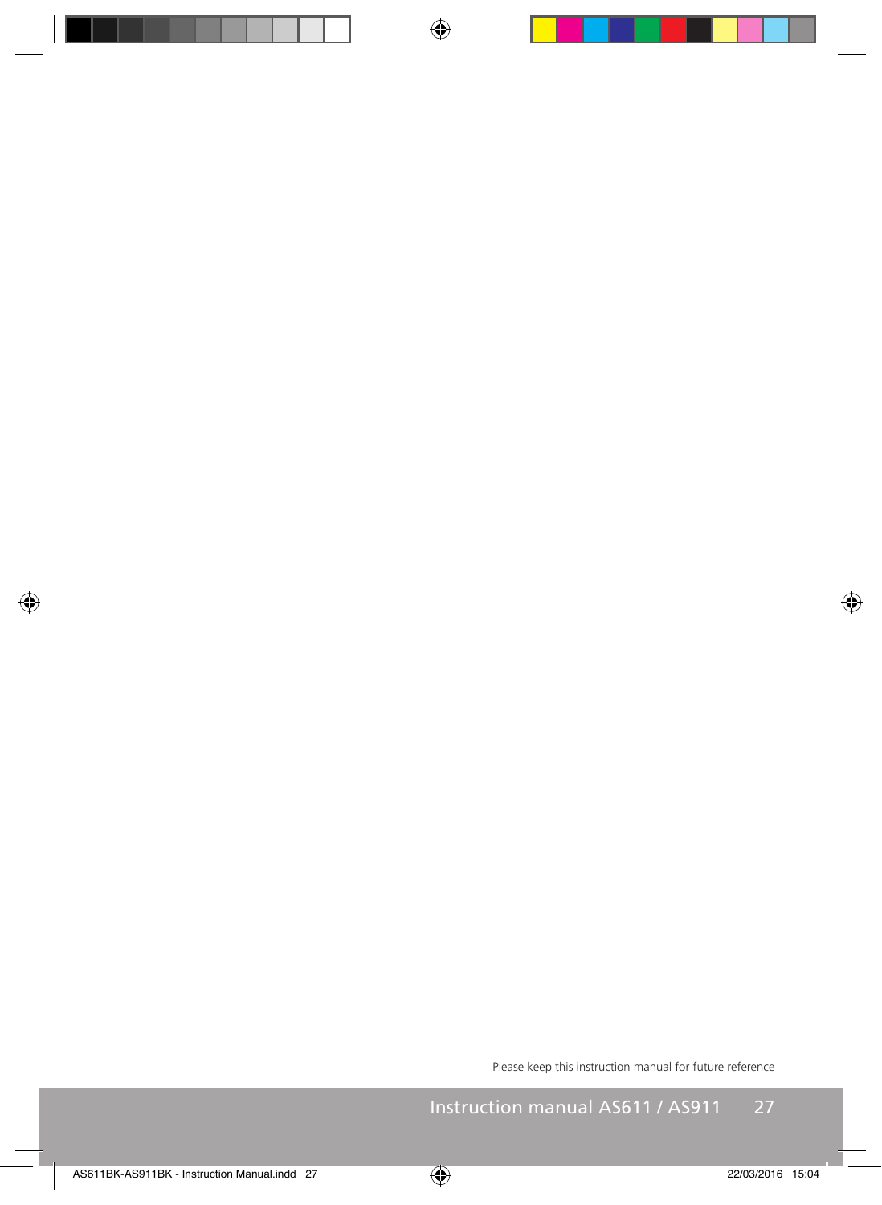Please keep this instruction manual for future reference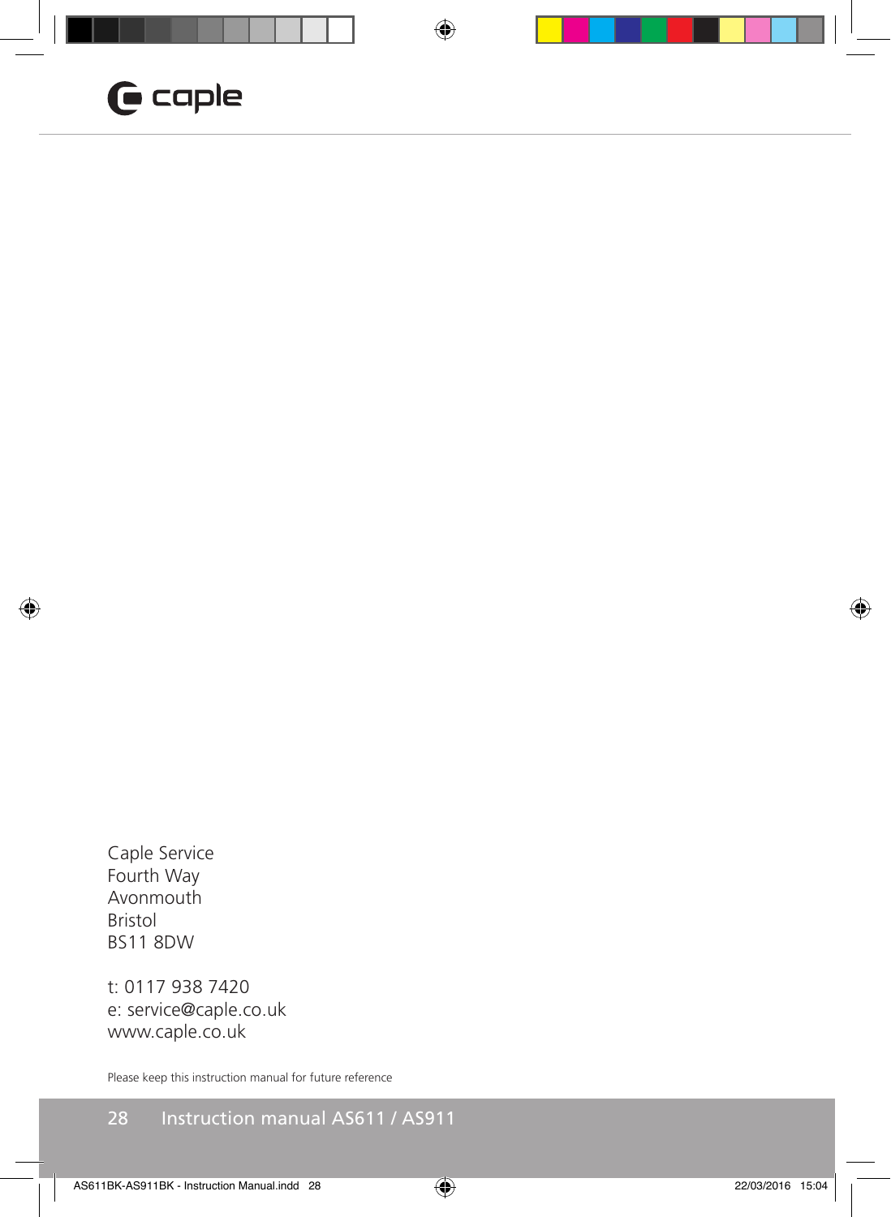caple

Caple Service
Fourth Way
Avonmouth
Bristol
BS11 8DW

t: 0117 938 7420
e: service@caple.co.uk
www.caple.co.uk

Please keep this instruction manual for future reference